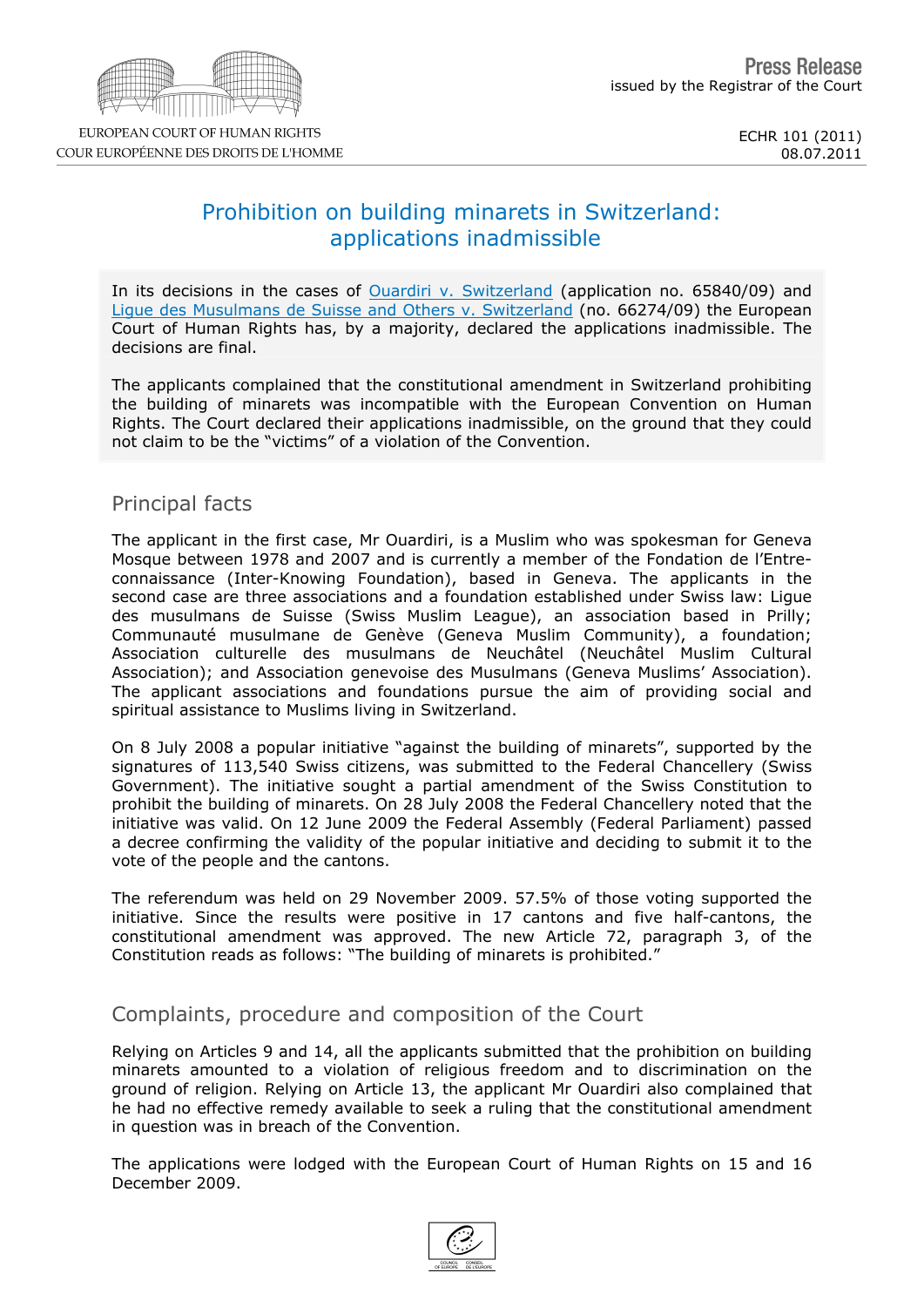EUROPEAN COURT OF HUMAN RIGHTS
COUR EUROPÉENNE DES DROITS DE L'HOMME

**Press Release**
issued by the Registrar of the Court

ECHR 101 (2011)
08.07.2011

# Prohibition on building minarets in Switzerland: applications inadmissible

In its decisions in the cases of Ouardiri v. Switzerland (application no. 65840/09) and Ligue des Musulmans de Suisse and Others v. Switzerland (no. 66274/09) the European Court of Human Rights has, by a majority, declared the applications inadmissible. The decisions are final.

The applicants complained that the constitutional amendment in Switzerland prohibiting the building of minarets was incompatible with the European Convention on Human Rights. The Court declared their applications inadmissible, on the ground that they could not claim to be the "victims" of a violation of the Convention.

## Principal facts

The applicant in the first case, Mr Ouardiri, is a Muslim who was spokesman for Geneva Mosque between 1978 and 2007 and is currently a member of the Fondation de l'Entre-connaissance (Inter-Knowing Foundation), based in Geneva. The applicants in the second case are three associations and a foundation established under Swiss law: Ligue des musulmans de Suisse (Swiss Muslim League), an association based in Prilly; Communauté musulmane de Genève (Geneva Muslim Community), a foundation; Association culturelle des musulmans de Neuchâtel (Neuchâtel Muslim Cultural Association); and Association genevoise des Musulmans (Geneva Muslims' Association). The applicant associations and foundations pursue the aim of providing social and spiritual assistance to Muslims living in Switzerland.

On 8 July 2008 a popular initiative "against the building of minarets", supported by the signatures of 113,540 Swiss citizens, was submitted to the Federal Chancellery (Swiss Government). The initiative sought a partial amendment of the Swiss Constitution to prohibit the building of minarets. On 28 July 2008 the Federal Chancellery noted that the initiative was valid. On 12 June 2009 the Federal Assembly (Federal Parliament) passed a decree confirming the validity of the popular initiative and deciding to submit it to the vote of the people and the cantons.

The referendum was held on 29 November 2009. 57.5% of those voting supported the initiative. Since the results were positive in 17 cantons and five half-cantons, the constitutional amendment was approved. The new Article 72, paragraph 3, of the Constitution reads as follows: "The building of minarets is prohibited."

## Complaints, procedure and composition of the Court

Relying on Articles 9 and 14, all the applicants submitted that the prohibition on building minarets amounted to a violation of religious freedom and to discrimination on the ground of religion. Relying on Article 13, the applicant Mr Ouardiri also complained that he had no effective remedy available to seek a ruling that the constitutional amendment in question was in breach of the Convention.

The applications were lodged with the European Court of Human Rights on 15 and 16 December 2009.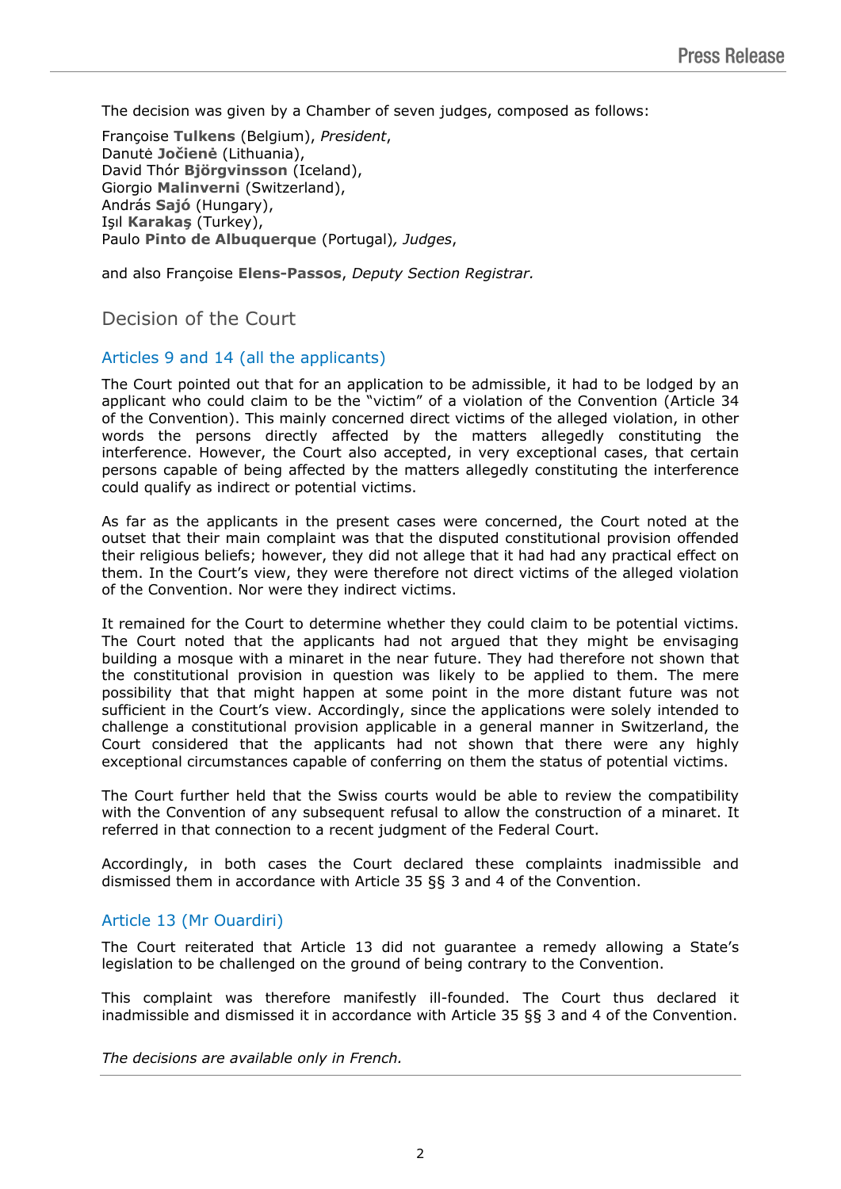The decision was given by a Chamber of seven judges, composed as follows:

Françoise **Tulkens** (Belgium), *President*,
Danutė **Jočienė** (Lithuania),
David Thór **Björgvinsson** (Iceland),
Giorgio **Malinverni** (Switzerland),
András **Sajó** (Hungary),
Işıl **Karakaş** (Turkey),
Paulo **Pinto de Albuquerque** (Portugal)*, Judges*,

and also Françoise **Elens-Passos**, *Deputy Section Registrar.*

## Decision of the Court

### Articles 9 and 14 (all the applicants)

The Court pointed out that for an application to be admissible, it had to be lodged by an applicant who could claim to be the "victim" of a violation of the Convention (Article 34 of the Convention). This mainly concerned direct victims of the alleged violation, in other words the persons directly affected by the matters allegedly constituting the interference. However, the Court also accepted, in very exceptional cases, that certain persons capable of being affected by the matters allegedly constituting the interference could qualify as indirect or potential victims.

As far as the applicants in the present cases were concerned, the Court noted at the outset that their main complaint was that the disputed constitutional provision offended their religious beliefs; however, they did not allege that it had had any practical effect on them. In the Court's view, they were therefore not direct victims of the alleged violation of the Convention. Nor were they indirect victims.

It remained for the Court to determine whether they could claim to be potential victims. The Court noted that the applicants had not argued that they might be envisaging building a mosque with a minaret in the near future. They had therefore not shown that the constitutional provision in question was likely to be applied to them. The mere possibility that that might happen at some point in the more distant future was not sufficient in the Court's view. Accordingly, since the applications were solely intended to challenge a constitutional provision applicable in a general manner in Switzerland, the Court considered that the applicants had not shown that there were any highly exceptional circumstances capable of conferring on them the status of potential victims.

The Court further held that the Swiss courts would be able to review the compatibility with the Convention of any subsequent refusal to allow the construction of a minaret. It referred in that connection to a recent judgment of the Federal Court.

Accordingly, in both cases the Court declared these complaints inadmissible and dismissed them in accordance with Article 35 §§ 3 and 4 of the Convention.

### Article 13 (Mr Ouardiri)

The Court reiterated that Article 13 did not guarantee a remedy allowing a State's legislation to be challenged on the ground of being contrary to the Convention.

This complaint was therefore manifestly ill-founded. The Court thus declared it inadmissible and dismissed it in accordance with Article 35 §§ 3 and 4 of the Convention.

*The decisions are available only in French.*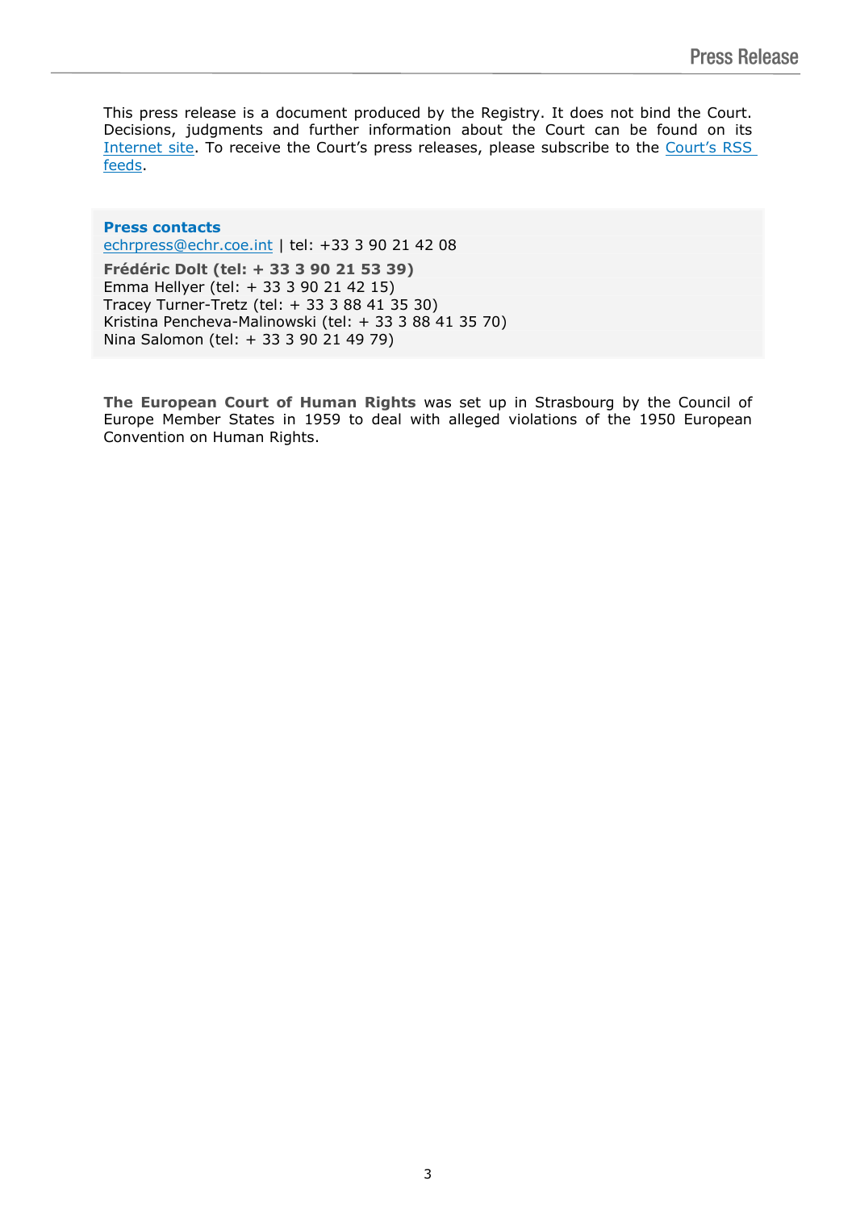This press release is a document produced by the Registry. It does not bind the Court. Decisions, judgments and further information about the Court can be found on its Internet site. To receive the Court's press releases, please subscribe to the Court's RSS feeds.

**Press contacts**
echrpress@echr.coe.int | tel: +33 3 90 21 42 08

**Frédéric Dolt (tel: + 33 3 90 21 53 39)**
Emma Hellyer (tel: + 33 3 90 21 42 15)
Tracey Turner-Tretz (tel: + 33 3 88 41 35 30)
Kristina Pencheva-Malinowski (tel: + 33 3 88 41 35 70)
Nina Salomon (tel: + 33 3 90 21 49 79)

**The European Court of Human Rights** was set up in Strasbourg by the Council of Europe Member States in 1959 to deal with alleged violations of the 1950 European Convention on Human Rights.